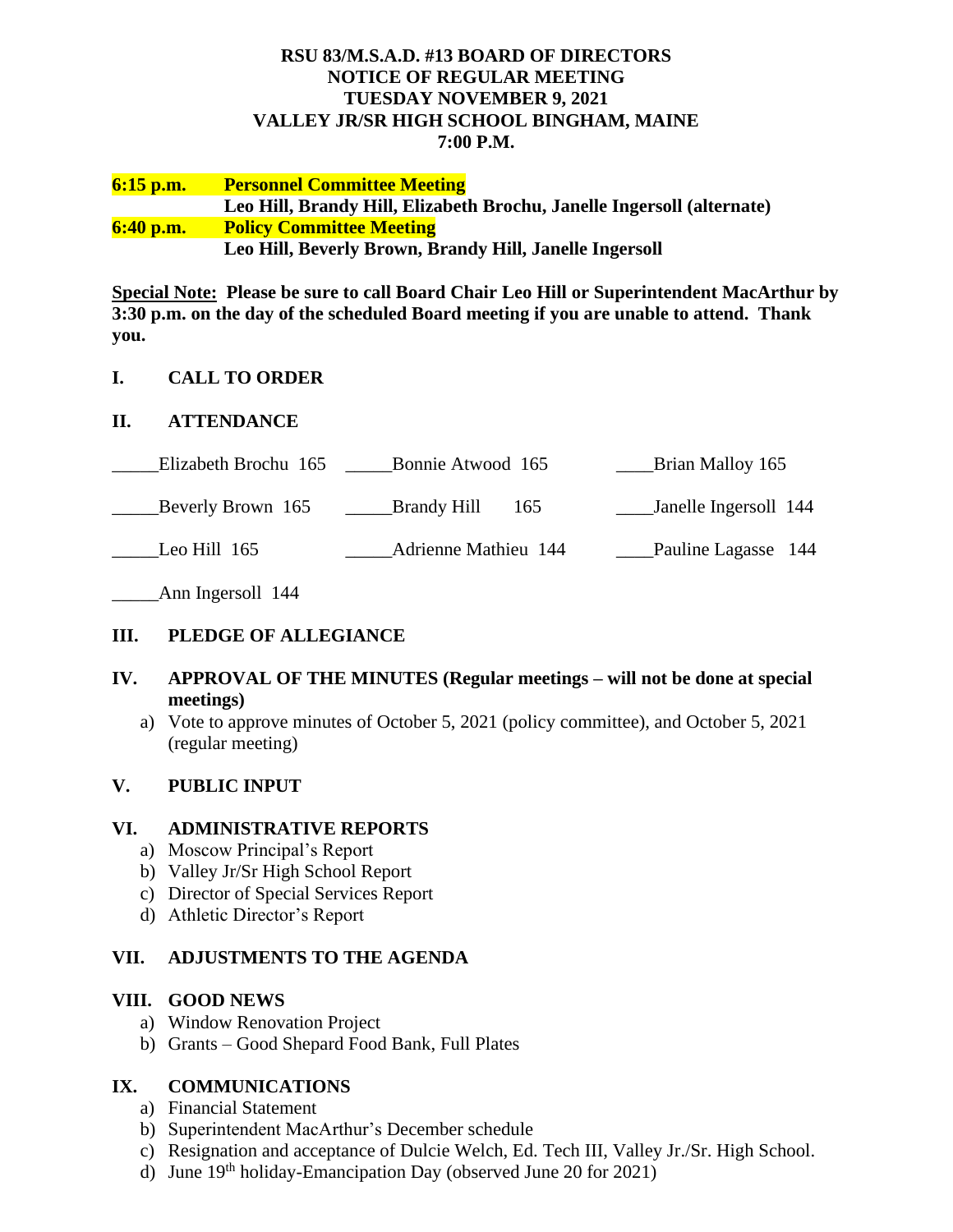**RSU 83/M.S.A.D. #13 BOARD OF DIRECTORS**
**NOTICE OF REGULAR MEETING**
**TUESDAY NOVEMBER 9, 2021**
**VALLEY JR/SR HIGH SCHOOL BINGHAM, MAINE**
**7:00 P.M.**

**6:15 p.m.** **Personnel Committee Meeting**
**Leo Hill, Brandy Hill, Elizabeth Brochu, Janelle Ingersoll (alternate)**

**6:40 p.m.** **Policy Committee Meeting**
**Leo Hill, Beverly Brown, Brandy Hill, Janelle Ingersoll**

**Special Note: Please be sure to call Board Chair Leo Hill or Superintendent MacArthur by 3:30 p.m. on the day of the scheduled Board meeting if you are unable to attend. Thank you.**

## I. CALL TO ORDER

## II. ATTENDANCE

_____Elizabeth Brochu 165 _____Bonnie Atwood 165 ____Brian Malloy 165

_____Beverly Brown 165 _____Brandy Hill 165 ____Janelle Ingersoll 144

_____Leo Hill 165 _____Adrienne Mathieu 144 ____Pauline Lagasse 144

_____Ann Ingersoll 144

## III. PLEDGE OF ALLEGIANCE

## IV. APPROVAL OF THE MINUTES (Regular meetings – will not be done at special meetings)

a) Vote to approve minutes of October 5, 2021 (policy committee), and October 5, 2021 (regular meeting)

## V. PUBLIC INPUT

## VI. ADMINISTRATIVE REPORTS

a) Moscow Principal's Report
b) Valley Jr/Sr High School Report
c) Director of Special Services Report
d) Athletic Director's Report

## VII. ADJUSTMENTS TO THE AGENDA

## VIII. GOOD NEWS

a) Window Renovation Project
b) Grants – Good Shepard Food Bank, Full Plates

## IX. COMMUNICATIONS

a) Financial Statement
b) Superintendent MacArthur's December schedule
c) Resignation and acceptance of Dulcie Welch, Ed. Tech III, Valley Jr./Sr. High School.
d) June 19th holiday-Emancipation Day (observed June 20 for 2021)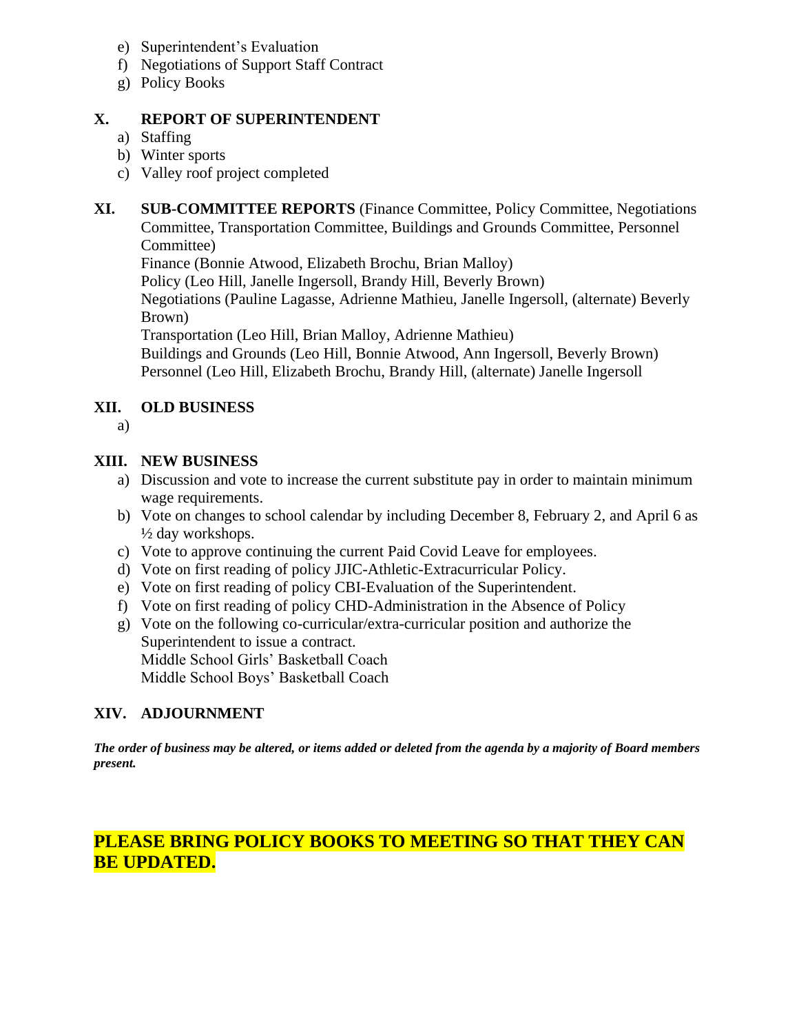e) Superintendent's Evaluation
f) Negotiations of Support Staff Contract
g) Policy Books

## X. REPORT OF SUPERINTENDENT

a) Staffing
b) Winter sports
c) Valley roof project completed

## XI. SUB-COMMITTEE REPORTS (Finance Committee, Policy Committee, Negotiations Committee, Transportation Committee, Buildings and Grounds Committee, Personnel Committee)

Finance (Bonnie Atwood, Elizabeth Brochu, Brian Malloy)
Policy (Leo Hill, Janelle Ingersoll, Brandy Hill, Beverly Brown)
Negotiations (Pauline Lagasse, Adrienne Mathieu, Janelle Ingersoll, (alternate) Beverly Brown)
Transportation (Leo Hill, Brian Malloy, Adrienne Mathieu)
Buildings and Grounds (Leo Hill, Bonnie Atwood, Ann Ingersoll, Beverly Brown)
Personnel (Leo Hill, Elizabeth Brochu, Brandy Hill, (alternate) Janelle Ingersoll

## XII. OLD BUSINESS

a)

## XIII. NEW BUSINESS

a) Discussion and vote to increase the current substitute pay in order to maintain minimum wage requirements.
b) Vote on changes to school calendar by including December 8, February 2, and April 6 as ½ day workshops.
c) Vote to approve continuing the current Paid Covid Leave for employees.
d) Vote on first reading of policy JJIC-Athletic-Extracurricular Policy.
e) Vote on first reading of policy CBI-Evaluation of the Superintendent.
f) Vote on first reading of policy CHD-Administration in the Absence of Policy
g) Vote on the following co-curricular/extra-curricular position and authorize the Superintendent to issue a contract.
   Middle School Girls' Basketball Coach
   Middle School Boys' Basketball Coach

## XIV. ADJOURNMENT

***The order of business may be altered, or items added or deleted from the agenda by a majority of Board members present.***

## PLEASE BRING POLICY BOOKS TO MEETING SO THAT THEY CAN BE UPDATED.